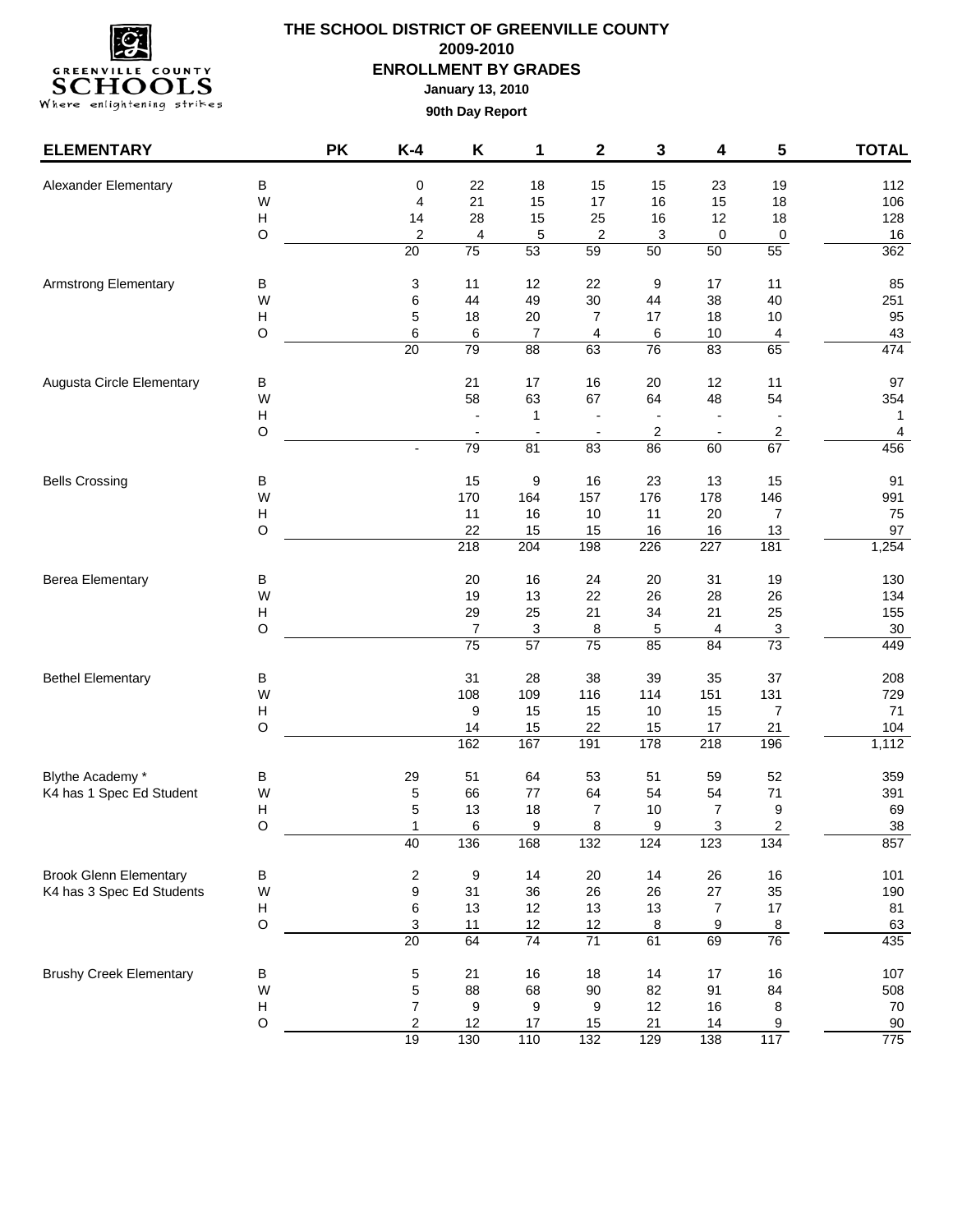# THE SCHOOL DISTRICT OF GREENVILLE COUNTY

## 2009-2010

## ENROLLMENT BY GRADES

**January 13, 2010**

**90th Day Report**

| ELEMENTARY | | PK | K-4 | K | 1 | 2 | 3 | 4 | 5 | TOTAL |
|---|---|---|---|---|---|---|---|---|---|---|
| Alexander Elementary | B | | 0 | 22 | 18 | 15 | 15 | 23 | 19 | 112 |
| | W | | 4 | 21 | 15 | 17 | 16 | 15 | 18 | 106 |
| | H | | 14 | 28 | 15 | 25 | 16 | 12 | 18 | 128 |
| | O | | 2 | 4 | 5 | 2 | 3 | 0 | 0 | 16 |
| | | | 20 | 75 | 53 | 59 | 50 | 50 | 55 | 362 |
| Armstrong Elementary | B | | 3 | 11 | 12 | 22 | 9 | 17 | 11 | 85 |
| | W | | 6 | 44 | 49 | 30 | 44 | 38 | 40 | 251 |
| | H | | 5 | 18 | 20 | 7 | 17 | 18 | 10 | 95 |
| | O | | 6 | 6 | 7 | 4 | 6 | 10 | 4 | 43 |
| | | | 20 | 79 | 88 | 63 | 76 | 83 | 65 | 474 |
| Augusta Circle Elementary | B | | | 21 | 17 | 16 | 20 | 12 | 11 | 97 |
| | W | | | 58 | 63 | 67 | 64 | 48 | 54 | 354 |
| | H | | | - | 1 | - | - | - | - | 1 |
| | O | | | - | - | - | 2 | - | 2 | 4 |
| | | | - | 79 | 81 | 83 | 86 | 60 | 67 | 456 |
| Bells Crossing | B | | | 15 | 9 | 16 | 23 | 13 | 15 | 91 |
| | W | | | 170 | 164 | 157 | 176 | 178 | 146 | 991 |
| | H | | | 11 | 16 | 10 | 11 | 20 | 7 | 75 |
| | O | | | 22 | 15 | 15 | 16 | 16 | 13 | 97 |
| | | | | 218 | 204 | 198 | 226 | 227 | 181 | 1,254 |
| Berea Elementary | B | | | 20 | 16 | 24 | 20 | 31 | 19 | 130 |
| | W | | | 19 | 13 | 22 | 26 | 28 | 26 | 134 |
| | H | | | 29 | 25 | 21 | 34 | 21 | 25 | 155 |
| | O | | | 7 | 3 | 8 | 5 | 4 | 3 | 30 |
| | | | | 75 | 57 | 75 | 85 | 84 | 73 | 449 |
| Bethel Elementary | B | | | 31 | 28 | 38 | 39 | 35 | 37 | 208 |
| | W | | | 108 | 109 | 116 | 114 | 151 | 131 | 729 |
| | H | | | 9 | 15 | 15 | 10 | 15 | 7 | 71 |
| | O | | | 14 | 15 | 22 | 15 | 17 | 21 | 104 |
| | | | | 162 | 167 | 191 | 178 | 218 | 196 | 1,112 |
| Blythe Academy * | B | | 29 | 51 | 64 | 53 | 51 | 59 | 52 | 359 |
| K4 has 1 Spec Ed Student | W | | 5 | 66 | 77 | 64 | 54 | 54 | 71 | 391 |
| | H | | 5 | 13 | 18 | 7 | 10 | 7 | 9 | 69 |
| | O | | 1 | 6 | 9 | 8 | 9 | 3 | 2 | 38 |
| | | | 40 | 136 | 168 | 132 | 124 | 123 | 134 | 857 |
| Brook Glenn Elementary | B | | 2 | 9 | 14 | 20 | 14 | 26 | 16 | 101 |
| K4 has 3 Spec Ed Students | W | | 9 | 31 | 36 | 26 | 26 | 27 | 35 | 190 |
| | H | | 6 | 13 | 12 | 13 | 13 | 7 | 17 | 81 |
| | O | | 3 | 11 | 12 | 12 | 8 | 9 | 8 | 63 |
| | | | 20 | 64 | 74 | 71 | 61 | 69 | 76 | 435 |
| Brushy Creek Elementary | B | | 5 | 21 | 16 | 18 | 14 | 17 | 16 | 107 |
| | W | | 5 | 88 | 68 | 90 | 82 | 91 | 84 | 508 |
| | H | | 7 | 9 | 9 | 9 | 12 | 16 | 8 | 70 |
| | O | | 2 | 12 | 17 | 15 | 21 | 14 | 9 | 90 |
| | | | 19 | 130 | 110 | 132 | 129 | 138 | 117 | 775 |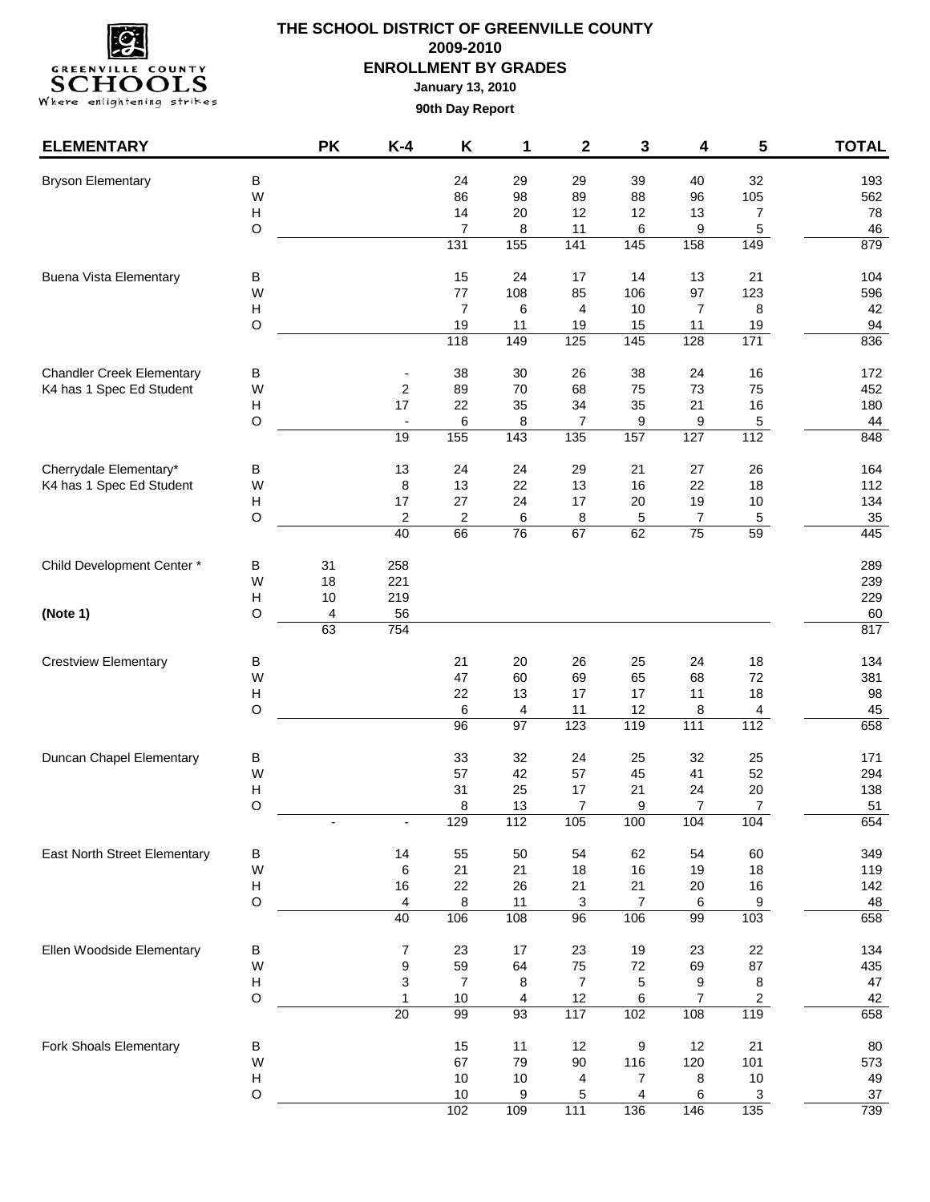# THE SCHOOL DISTRICT OF GREENVILLE COUNTY

**2009-2010**

**ENROLLMENT BY GRADES**

**January 13, 2010**

**90th Day Report**

| ELEMENTARY | | PK | K-4 | K | 1 | 2 | 3 | 4 | 5 | TOTAL |
|---|---|---|---|---|---|---|---|---|---|---|
| Bryson Elementary | B | | | 24 | 29 | 29 | 39 | 40 | 32 | 193 |
| | W | | | 86 | 98 | 89 | 88 | 96 | 105 | 562 |
| | H | | | 14 | 20 | 12 | 12 | 13 | 7 | 78 |
| | O | | | 7 | 8 | 11 | 6 | 9 | 5 | 46 |
| | | | | 131 | 155 | 141 | 145 | 158 | 149 | 879 |
| Buena Vista Elementary | B | | | 15 | 24 | 17 | 14 | 13 | 21 | 104 |
| | W | | | 77 | 108 | 85 | 106 | 97 | 123 | 596 |
| | H | | | 7 | 6 | 4 | 10 | 7 | 8 | 42 |
| | O | | | 19 | 11 | 19 | 15 | 11 | 19 | 94 |
| | | | | 118 | 149 | 125 | 145 | 128 | 171 | 836 |
| Chandler Creek Elementary | B | | - | 38 | 30 | 26 | 38 | 24 | 16 | 172 |
| K4 has 1 Spec Ed Student | W | | 2 | 89 | 70 | 68 | 75 | 73 | 75 | 452 |
| | H | | 17 | 22 | 35 | 34 | 35 | 21 | 16 | 180 |
| | O | | - | 6 | 8 | 7 | 9 | 9 | 5 | 44 |
| | | | 19 | 155 | 143 | 135 | 157 | 127 | 112 | 848 |
| Cherrydale Elementary* | B | | 13 | 24 | 24 | 29 | 21 | 27 | 26 | 164 |
| K4 has 1 Spec Ed Student | W | | 8 | 13 | 22 | 13 | 16 | 22 | 18 | 112 |
| | H | | 17 | 27 | 24 | 17 | 20 | 19 | 10 | 134 |
| | O | | 2 | 2 | 6 | 8 | 5 | 7 | 5 | 35 |
| | | | 40 | 66 | 76 | 67 | 62 | 75 | 59 | 445 |
| Child Development Center * | B | 31 | 258 | | | | | | | 289 |
| | W | 18 | 221 | | | | | | | 239 |
| | H | 10 | 219 | | | | | | | 229 |
| **(Note 1)** | O | 4 | 56 | | | | | | | 60 |
| | | 63 | 754 | | | | | | | 817 |
| Crestview Elementary | B | | | 21 | 20 | 26 | 25 | 24 | 18 | 134 |
| | W | | | 47 | 60 | 69 | 65 | 68 | 72 | 381 |
| | H | | | 22 | 13 | 17 | 17 | 11 | 18 | 98 |
| | O | | | 6 | 4 | 11 | 12 | 8 | 4 | 45 |
| | | | | 96 | 97 | 123 | 119 | 111 | 112 | 658 |
| Duncan Chapel Elementary | B | | | 33 | 32 | 24 | 25 | 32 | 25 | 171 |
| | W | | | 57 | 42 | 57 | 45 | 41 | 52 | 294 |
| | H | | | 31 | 25 | 17 | 21 | 24 | 20 | 138 |
| | O | | | 8 | 13 | 7 | 9 | 7 | 7 | 51 |
| | | - | - | 129 | 112 | 105 | 100 | 104 | 104 | 654 |
| East North Street Elementary | B | | 14 | 55 | 50 | 54 | 62 | 54 | 60 | 349 |
| | W | | 6 | 21 | 21 | 18 | 16 | 19 | 18 | 119 |
| | H | | 16 | 22 | 26 | 21 | 21 | 20 | 16 | 142 |
| | O | | 4 | 8 | 11 | 3 | 7 | 6 | 9 | 48 |
| | | | 40 | 106 | 108 | 96 | 106 | 99 | 103 | 658 |
| Ellen Woodside Elementary | B | | 7 | 23 | 17 | 23 | 19 | 23 | 22 | 134 |
| | W | | 9 | 59 | 64 | 75 | 72 | 69 | 87 | 435 |
| | H | | 3 | 7 | 8 | 7 | 5 | 9 | 8 | 47 |
| | O | | 1 | 10 | 4 | 12 | 6 | 7 | 2 | 42 |
| | | | 20 | 99 | 93 | 117 | 102 | 108 | 119 | 658 |
| Fork Shoals Elementary | B | | | 15 | 11 | 12 | 9 | 12 | 21 | 80 |
| | W | | | 67 | 79 | 90 | 116 | 120 | 101 | 573 |
| | H | | | 10 | 10 | 4 | 7 | 8 | 10 | 49 |
| | O | | | 10 | 9 | 5 | 4 | 6 | 3 | 37 |
| | | | | 102 | 109 | 111 | 136 | 146 | 135 | 739 |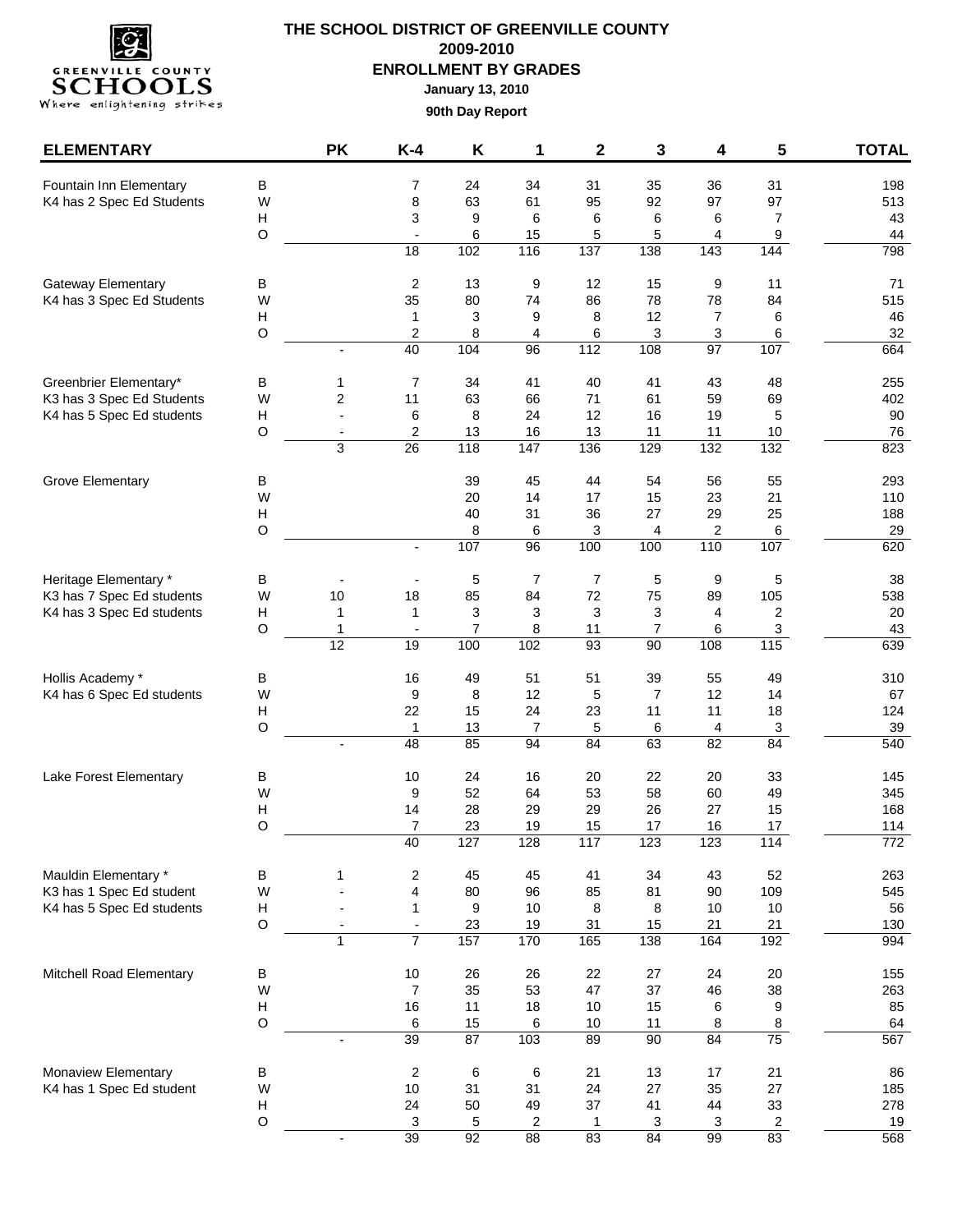# THE SCHOOL DISTRICT OF GREENVILLE COUNTY

## 2009-2010

## ENROLLMENT BY GRADES

**January 13, 2010**

**90th Day Report**

| ELEMENTARY | | PK | K-4 | K | 1 | 2 | 3 | 4 | 5 | TOTAL |
|---|---|---|---|---|---|---|---|---|---|---|
| Fountain Inn Elementary | B | | 7 | 24 | 34 | 31 | 35 | 36 | 31 | 198 |
| K4 has 2 Spec Ed Students | W | | 8 | 63 | 61 | 95 | 92 | 97 | 97 | 513 |
| | H | | 3 | 9 | 6 | 6 | 6 | 6 | 7 | 43 |
| | O | | - | 6 | 15 | 5 | 5 | 4 | 9 | 44 |
| | | | 18 | 102 | 116 | 137 | 138 | 143 | 144 | 798 |
| Gateway Elementary | B | | 2 | 13 | 9 | 12 | 15 | 9 | 11 | 71 |
| K4 has 3 Spec Ed Students | W | | 35 | 80 | 74 | 86 | 78 | 78 | 84 | 515 |
| | H | | 1 | 3 | 9 | 8 | 12 | 7 | 6 | 46 |
| | O | | 2 | 8 | 4 | 6 | 3 | 3 | 6 | 32 |
| | | - | 40 | 104 | 96 | 112 | 108 | 97 | 107 | 664 |
| Greenbrier Elementary* | B | 1 | 7 | 34 | 41 | 40 | 41 | 43 | 48 | 255 |
| K3 has 3 Spec Ed Students | W | 2 | 11 | 63 | 66 | 71 | 61 | 59 | 69 | 402 |
| K4 has 5 Spec Ed students | H | - | 6 | 8 | 24 | 12 | 16 | 19 | 5 | 90 |
| | O | - | 2 | 13 | 16 | 13 | 11 | 11 | 10 | 76 |
| | | 3 | 26 | 118 | 147 | 136 | 129 | 132 | 132 | 823 |
| Grove Elementary | B | | | 39 | 45 | 44 | 54 | 56 | 55 | 293 |
| | W | | | 20 | 14 | 17 | 15 | 23 | 21 | 110 |
| | H | | | 40 | 31 | 36 | 27 | 29 | 25 | 188 |
| | O | | | 8 | 6 | 3 | 4 | 2 | 6 | 29 |
| | | | - | 107 | 96 | 100 | 100 | 110 | 107 | 620 |
| Heritage Elementary * | B | - | - | 5 | 7 | 7 | 5 | 9 | 5 | 38 |
| K3 has 7 Spec Ed students | W | 10 | 18 | 85 | 84 | 72 | 75 | 89 | 105 | 538 |
| K4 has 3 Spec Ed students | H | 1 | 1 | 3 | 3 | 3 | 3 | 4 | 2 | 20 |
| | O | 1 | - | 7 | 8 | 11 | 7 | 6 | 3 | 43 |
| | | 12 | 19 | 100 | 102 | 93 | 90 | 108 | 115 | 639 |
| Hollis Academy * | B | | 16 | 49 | 51 | 51 | 39 | 55 | 49 | 310 |
| K4 has 6 Spec Ed students | W | | 9 | 8 | 12 | 5 | 7 | 12 | 14 | 67 |
| | H | | 22 | 15 | 24 | 23 | 11 | 11 | 18 | 124 |
| | O | | 1 | 13 | 7 | 5 | 6 | 4 | 3 | 39 |
| | | - | 48 | 85 | 94 | 84 | 63 | 82 | 84 | 540 |
| Lake Forest Elementary | B | | 10 | 24 | 16 | 20 | 22 | 20 | 33 | 145 |
| | W | | 9 | 52 | 64 | 53 | 58 | 60 | 49 | 345 |
| | H | | 14 | 28 | 29 | 29 | 26 | 27 | 15 | 168 |
| | O | | 7 | 23 | 19 | 15 | 17 | 16 | 17 | 114 |
| | | | 40 | 127 | 128 | 117 | 123 | 123 | 114 | 772 |
| Mauldin Elementary * | B | 1 | 2 | 45 | 45 | 41 | 34 | 43 | 52 | 263 |
| K3 has 1 Spec Ed student | W | - | 4 | 80 | 96 | 85 | 81 | 90 | 109 | 545 |
| K4 has 5 Spec Ed students | H | - | 1 | 9 | 10 | 8 | 8 | 10 | 10 | 56 |
| | O | - | - | 23 | 19 | 31 | 15 | 21 | 21 | 130 |
| | | 1 | 7 | 157 | 170 | 165 | 138 | 164 | 192 | 994 |
| Mitchell Road Elementary | B | | 10 | 26 | 26 | 22 | 27 | 24 | 20 | 155 |
| | W | | 7 | 35 | 53 | 47 | 37 | 46 | 38 | 263 |
| | H | | 16 | 11 | 18 | 10 | 15 | 6 | 9 | 85 |
| | O | | 6 | 15 | 6 | 10 | 11 | 8 | 8 | 64 |
| | | - | 39 | 87 | 103 | 89 | 90 | 84 | 75 | 567 |
| Monaview Elementary | B | | 2 | 6 | 6 | 21 | 13 | 17 | 21 | 86 |
| K4 has 1 Spec Ed student | W | | 10 | 31 | 31 | 24 | 27 | 35 | 27 | 185 |
| | H | | 24 | 50 | 49 | 37 | 41 | 44 | 33 | 278 |
| | O | | 3 | 5 | 2 | 1 | 3 | 3 | 2 | 19 |
| | | - | 39 | 92 | 88 | 83 | 84 | 99 | 83 | 568 |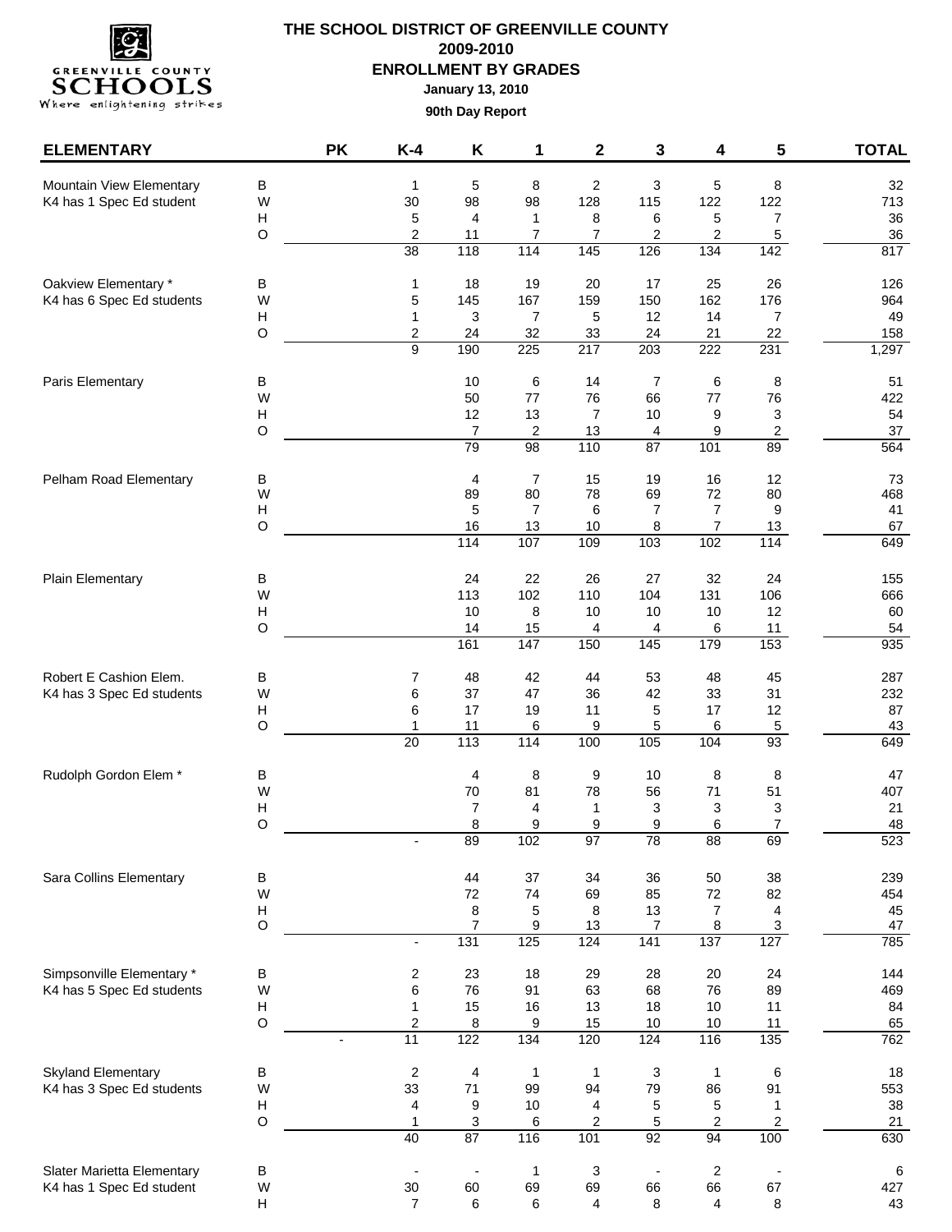# THE SCHOOL DISTRICT OF GREENVILLE COUNTY

## 2009-2010

## ENROLLMENT BY GRADES

**January 13, 2010**

**90th Day Report**

| ELEMENTARY | | PK | K-4 | K | 1 | 2 | 3 | 4 | 5 | TOTAL |
|---|---|---|---|---|---|---|---|---|---|---|
| Mountain View Elementary | B | | 1 | 5 | 8 | 2 | 3 | 5 | 8 | 32 |
| K4 has 1 Spec Ed student | W | | 30 | 98 | 98 | 128 | 115 | 122 | 122 | 713 |
| | H | | 5 | 4 | 1 | 8 | 6 | 5 | 7 | 36 |
| | O | | 2 | 11 | 7 | 7 | 2 | 2 | 5 | 36 |
| | | | 38 | 118 | 114 | 145 | 126 | 134 | 142 | 817 |
| Oakview Elementary * | B | | 1 | 18 | 19 | 20 | 17 | 25 | 26 | 126 |
| K4 has 6 Spec Ed students | W | | 5 | 145 | 167 | 159 | 150 | 162 | 176 | 964 |
| | H | | 1 | 3 | 7 | 5 | 12 | 14 | 7 | 49 |
| | O | | 2 | 24 | 32 | 33 | 24 | 21 | 22 | 158 |
| | | | 9 | 190 | 225 | 217 | 203 | 222 | 231 | 1,297 |
| Paris Elementary | B | | | 10 | 6 | 14 | 7 | 6 | 8 | 51 |
| | W | | | 50 | 77 | 76 | 66 | 77 | 76 | 422 |
| | H | | | 12 | 13 | 7 | 10 | 9 | 3 | 54 |
| | O | | | 7 | 2 | 13 | 4 | 9 | 2 | 37 |
| | | | | 79 | 98 | 110 | 87 | 101 | 89 | 564 |
| Pelham Road Elementary | B | | | 4 | 7 | 15 | 19 | 16 | 12 | 73 |
| | W | | | 89 | 80 | 78 | 69 | 72 | 80 | 468 |
| | H | | | 5 | 7 | 6 | 7 | 7 | 9 | 41 |
| | O | | | 16 | 13 | 10 | 8 | 7 | 13 | 67 |
| | | | | 114 | 107 | 109 | 103 | 102 | 114 | 649 |
| Plain Elementary | B | | | 24 | 22 | 26 | 27 | 32 | 24 | 155 |
| | W | | | 113 | 102 | 110 | 104 | 131 | 106 | 666 |
| | H | | | 10 | 8 | 10 | 10 | 10 | 12 | 60 |
| | O | | | 14 | 15 | 4 | 4 | 6 | 11 | 54 |
| | | | | 161 | 147 | 150 | 145 | 179 | 153 | 935 |
| Robert E Cashion Elem. | B | | 7 | 48 | 42 | 44 | 53 | 48 | 45 | 287 |
| K4 has 3 Spec Ed students | W | | 6 | 37 | 47 | 36 | 42 | 33 | 31 | 232 |
| | H | | 6 | 17 | 19 | 11 | 5 | 17 | 12 | 87 |
| | O | | 1 | 11 | 6 | 9 | 5 | 6 | 5 | 43 |
| | | | 20 | 113 | 114 | 100 | 105 | 104 | 93 | 649 |
| Rudolph Gordon Elem * | B | | | 4 | 8 | 9 | 10 | 8 | 8 | 47 |
| | W | | | 70 | 81 | 78 | 56 | 71 | 51 | 407 |
| | H | | | 7 | 4 | 1 | 3 | 3 | 3 | 21 |
| | O | | | 8 | 9 | 9 | 9 | 6 | 7 | 48 |
| | | | - | 89 | 102 | 97 | 78 | 88 | 69 | 523 |
| Sara Collins Elementary | B | | | 44 | 37 | 34 | 36 | 50 | 38 | 239 |
| | W | | | 72 | 74 | 69 | 85 | 72 | 82 | 454 |
| | H | | | 8 | 5 | 8 | 13 | 7 | 4 | 45 |
| | O | | | 7 | 9 | 13 | 7 | 8 | 3 | 47 |
| | | | - | 131 | 125 | 124 | 141 | 137 | 127 | 785 |
| Simpsonville Elementary * | B | | 2 | 23 | 18 | 29 | 28 | 20 | 24 | 144 |
| K4 has 5 Spec Ed students | W | | 6 | 76 | 91 | 63 | 68 | 76 | 89 | 469 |
| | H | | 1 | 15 | 16 | 13 | 18 | 10 | 11 | 84 |
| | O | | 2 | 8 | 9 | 15 | 10 | 10 | 11 | 65 |
| | | - | 11 | 122 | 134 | 120 | 124 | 116 | 135 | 762 |
| Skyland Elementary | B | | 2 | 4 | 1 | 1 | 3 | 1 | 6 | 18 |
| K4 has 3 Spec Ed students | W | | 33 | 71 | 99 | 94 | 79 | 86 | 91 | 553 |
| | H | | 4 | 9 | 10 | 4 | 5 | 5 | 1 | 38 |
| | O | | 1 | 3 | 6 | 2 | 5 | 2 | 2 | 21 |
| | | | 40 | 87 | 116 | 101 | 92 | 94 | 100 | 630 |
| Slater Marietta Elementary | B | | - | - | 1 | 3 | - | 2 | - | 6 |
| K4 has 1 Spec Ed student | W | | 30 | 60 | 69 | 69 | 66 | 66 | 67 | 427 |
| | H | | 7 | 6 | 6 | 4 | 8 | 4 | 8 | 43 |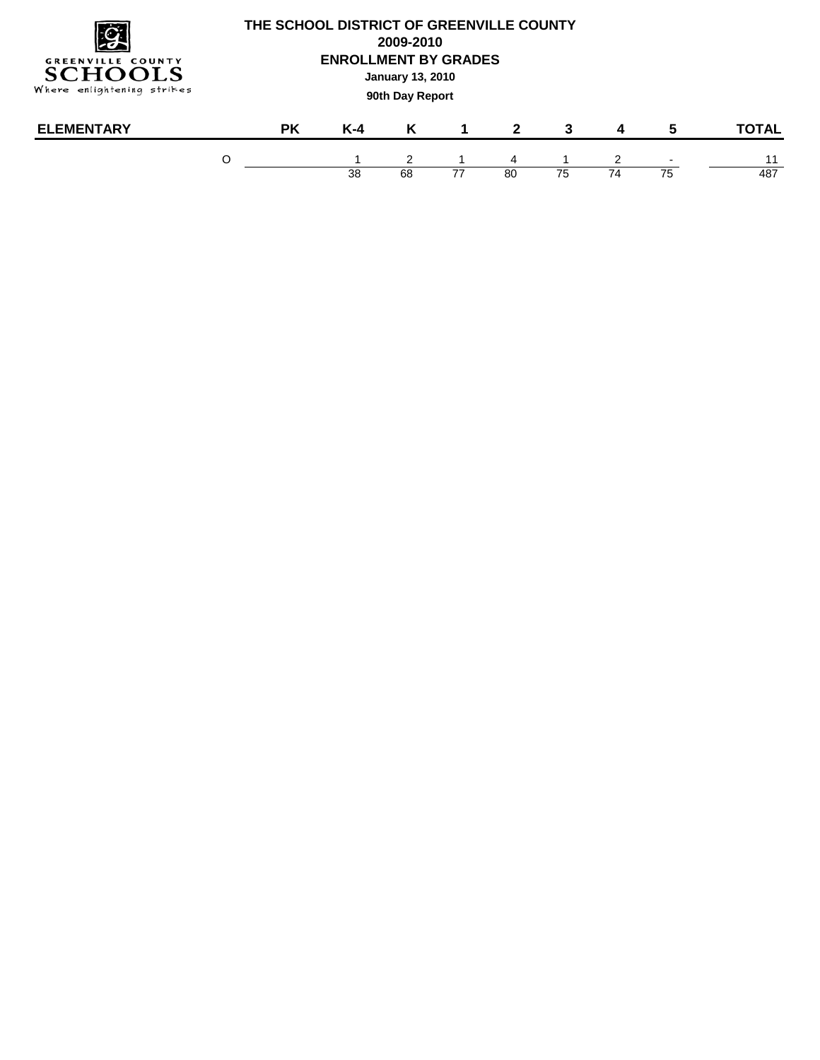# THE SCHOOL DISTRICT OF GREENVILLE COUNTY

**2009-2010**

**ENROLLMENT BY GRADES**

**January 13, 2010**

**90th Day Report**

| ELEMENTARY | | PK | K-4 | K | 1 | 2 | 3 | 4 | 5 | TOTAL |
|---|---|---|---|---|---|---|---|---|---|---|
| | O | | 1 | 2 | 1 | 4 | 1 | 2 | - | 11 |
| | | | 38 | 68 | 77 | 80 | 75 | 74 | 75 | 487 |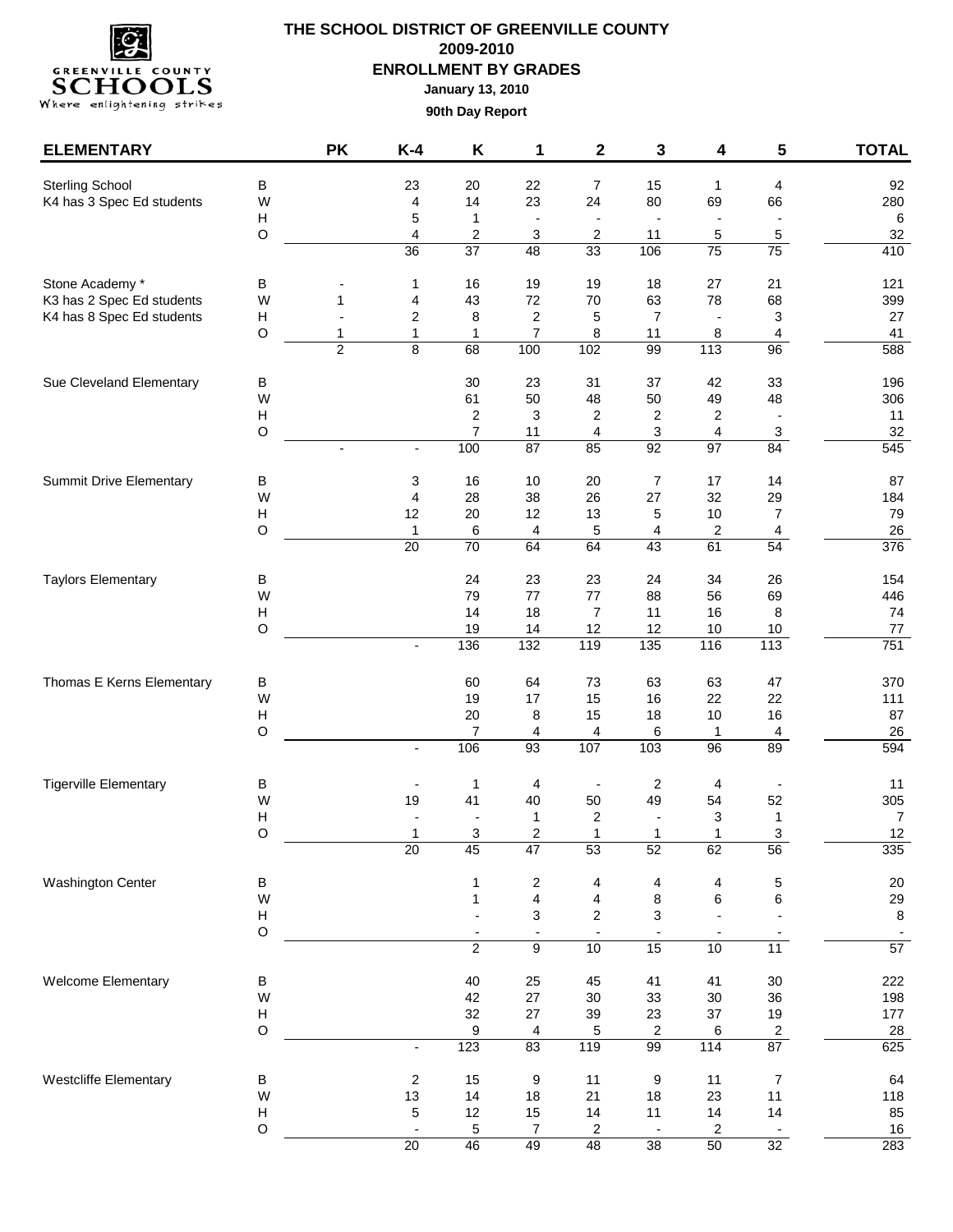# THE SCHOOL DISTRICT OF GREENVILLE COUNTY

**2009-2010**

**ENROLLMENT BY GRADES**

**January 13, 2010**

**90th Day Report**

| ELEMENTARY | | PK | K-4 | K | 1 | 2 | 3 | 4 | 5 | TOTAL |
|---|---|---|---|---|---|---|---|---|---|---|
| Sterling School | B | | 23 | 20 | 22 | 7 | 15 | 1 | 4 | 92 |
| K4 has 3 Spec Ed students | W | | 4 | 14 | 23 | 24 | 80 | 69 | 66 | 280 |
| | H | | 5 | 1 | - | - | - | - | - | 6 |
| | O | | 4 | 2 | 3 | 2 | 11 | 5 | 5 | 32 |
| | | | 36 | 37 | 48 | 33 | 106 | 75 | 75 | 410 |
| Stone Academy * | B | - | 1 | 16 | 19 | 19 | 18 | 27 | 21 | 121 |
| K3 has 2 Spec Ed students | W | 1 | 4 | 43 | 72 | 70 | 63 | 78 | 68 | 399 |
| K4 has 8 Spec Ed students | H | - | 2 | 8 | 2 | 5 | 7 | - | 3 | 27 |
| | O | 1 | 1 | 1 | 7 | 8 | 11 | 8 | 4 | 41 |
| | | 2 | 8 | 68 | 100 | 102 | 99 | 113 | 96 | 588 |
| Sue Cleveland Elementary | B | | | 30 | 23 | 31 | 37 | 42 | 33 | 196 |
| | W | | | 61 | 50 | 48 | 50 | 49 | 48 | 306 |
| | H | | | 2 | 3 | 2 | 2 | 2 | - | 11 |
| | O | | | 7 | 11 | 4 | 3 | 4 | 3 | 32 |
| | | - | - | 100 | 87 | 85 | 92 | 97 | 84 | 545 |
| Summit Drive Elementary | B | | 3 | 16 | 10 | 20 | 7 | 17 | 14 | 87 |
| | W | | 4 | 28 | 38 | 26 | 27 | 32 | 29 | 184 |
| | H | | 12 | 20 | 12 | 13 | 5 | 10 | 7 | 79 |
| | O | | 1 | 6 | 4 | 5 | 4 | 2 | 4 | 26 |
| | | | 20 | 70 | 64 | 64 | 43 | 61 | 54 | 376 |
| Taylors Elementary | B | | | 24 | 23 | 23 | 24 | 34 | 26 | 154 |
| | W | | | 79 | 77 | 77 | 88 | 56 | 69 | 446 |
| | H | | | 14 | 18 | 7 | 11 | 16 | 8 | 74 |
| | O | | | 19 | 14 | 12 | 12 | 10 | 10 | 77 |
| | | | - | 136 | 132 | 119 | 135 | 116 | 113 | 751 |
| Thomas E Kerns Elementary | B | | | 60 | 64 | 73 | 63 | 63 | 47 | 370 |
| | W | | | 19 | 17 | 15 | 16 | 22 | 22 | 111 |
| | H | | | 20 | 8 | 15 | 18 | 10 | 16 | 87 |
| | O | | | 7 | 4 | 4 | 6 | 1 | 4 | 26 |
| | | | - | 106 | 93 | 107 | 103 | 96 | 89 | 594 |
| Tigerville Elementary | B | | - | 1 | 4 | - | 2 | 4 | - | 11 |
| | W | | 19 | 41 | 40 | 50 | 49 | 54 | 52 | 305 |
| | H | | - | - | 1 | 2 | - | 3 | 1 | 7 |
| | O | | 1 | 3 | 2 | 1 | 1 | 1 | 3 | 12 |
| | | | 20 | 45 | 47 | 53 | 52 | 62 | 56 | 335 |
| Washington Center | B | | | 1 | 2 | 4 | 4 | 4 | 5 | 20 |
| | W | | | 1 | 4 | 4 | 8 | 6 | 6 | 29 |
| | H | | | - | 3 | 2 | 3 | - | - | 8 |
| | O | | | - | - | - | - | - | - | - |
| | | | | 2 | 9 | 10 | 15 | 10 | 11 | 57 |
| Welcome Elementary | B | | | 40 | 25 | 45 | 41 | 41 | 30 | 222 |
| | W | | | 42 | 27 | 30 | 33 | 30 | 36 | 198 |
| | H | | | 32 | 27 | 39 | 23 | 37 | 19 | 177 |
| | O | | | 9 | 4 | 5 | 2 | 6 | 2 | 28 |
| | | | - | 123 | 83 | 119 | 99 | 114 | 87 | 625 |
| Westcliffe Elementary | B | | 2 | 15 | 9 | 11 | 9 | 11 | 7 | 64 |
| | W | | 13 | 14 | 18 | 21 | 18 | 23 | 11 | 118 |
| | H | | 5 | 12 | 15 | 14 | 11 | 14 | 14 | 85 |
| | O | | - | 5 | 7 | 2 | - | 2 | - | 16 |
| | | | 20 | 46 | 49 | 48 | 38 | 50 | 32 | 283 |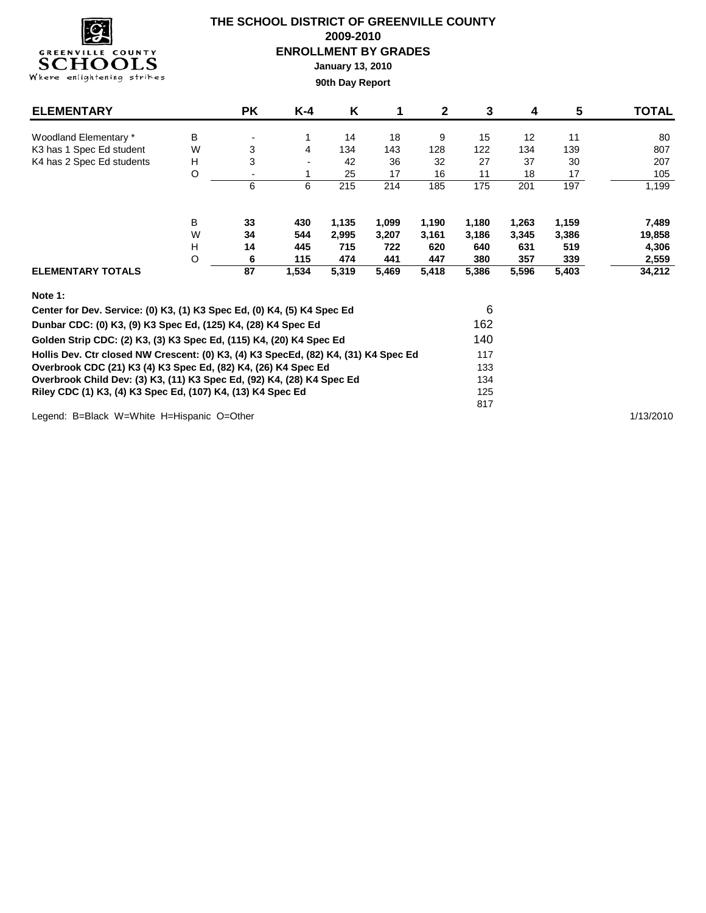# THE SCHOOL DISTRICT OF GREENVILLE COUNTY

## 2009-2010

## ENROLLMENT BY GRADES

**January 13, 2010**

**90th Day Report**

| ELEMENTARY | | PK | K-4 | K | 1 | 2 | 3 | 4 | 5 | TOTAL |
|---|---|---|---|---|---|---|---|---|---|---|
| Woodland Elementary * | B | - | 1 | 14 | 18 | 9 | 15 | 12 | 11 | 80 |
| K3 has 1 Spec Ed student | W | 3 | 4 | 134 | 143 | 128 | 122 | 134 | 139 | 807 |
| K4 has 2 Spec Ed students | H | 3 | - | 42 | 36 | 32 | 27 | 37 | 30 | 207 |
| | O | - | 1 | 25 | 17 | 16 | 11 | 18 | 17 | 105 |
| | | 6 | 6 | 215 | 214 | 185 | 175 | 201 | 197 | 1,199 |
| | B | **33** | **430** | **1,135** | **1,099** | **1,190** | **1,180** | **1,263** | **1,159** | **7,489** |
| | W | **34** | **544** | **2,995** | **3,207** | **3,161** | **3,186** | **3,345** | **3,386** | **19,858** |
| | H | **14** | **445** | **715** | **722** | **620** | **640** | **631** | **519** | **4,306** |
| | O | **6** | **115** | **474** | **441** | **447** | **380** | **357** | **339** | **2,559** |
| **ELEMENTARY TOTALS** | | **87** | **1,534** | **5,319** | **5,469** | **5,418** | **5,386** | **5,596** | **5,403** | **34,212** |

**Note 1:**

| | |
|---|---|
| **Center for Dev. Service: (0) K3, (1) K3 Spec Ed, (0) K4, (5) K4 Spec Ed** | 6 |
| **Dunbar CDC: (0) K3, (9) K3 Spec Ed, (125) K4, (28) K4 Spec Ed** | 162 |
| **Golden Strip CDC: (2) K3, (3) K3 Spec Ed, (115) K4, (20) K4 Spec Ed** | 140 |
| **Hollis Dev. Ctr closed NW Crescent: (0) K3, (4) K3 SpecEd, (82) K4, (31) K4 Spec Ed** | 117 |
| **Overbrook CDC (21) K3 (4) K3 Spec Ed, (82) K4, (26) K4 Spec Ed** | 133 |
| **Overbrook Child Dev: (3) K3, (11) K3 Spec Ed, (92) K4, (28) K4 Spec Ed** | 134 |
| **Riley CDC (1) K3, (4) K3 Spec Ed, (107) K4, (13) K4 Spec Ed** | 125 |
| | 817 |

Legend: B=Black W=White H=Hispanic O=Other

1/13/2010